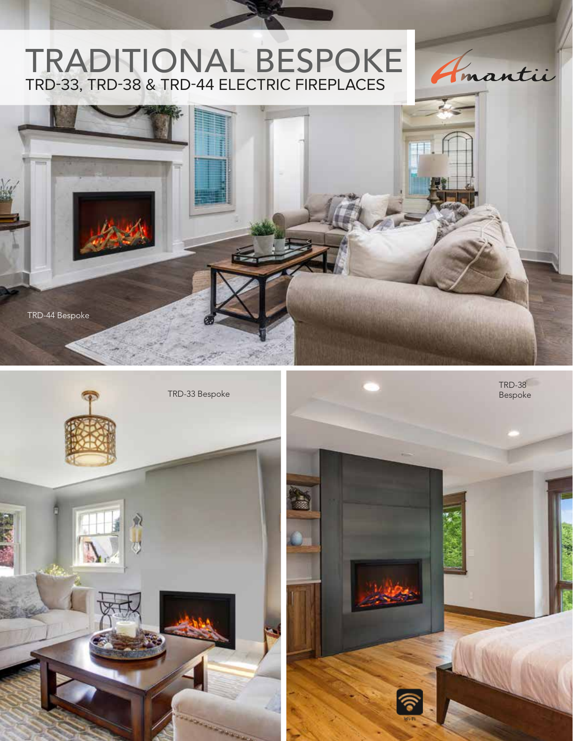# TRADITIONAL BESPOKE

## TRD-33, TRD-38 & TRD-44 ELECTRIC FIREPLACES

Amantii

TRD-44 Bespoke

TRD-33 Bespoke

TRD-38 Bespoke

Wi-Fi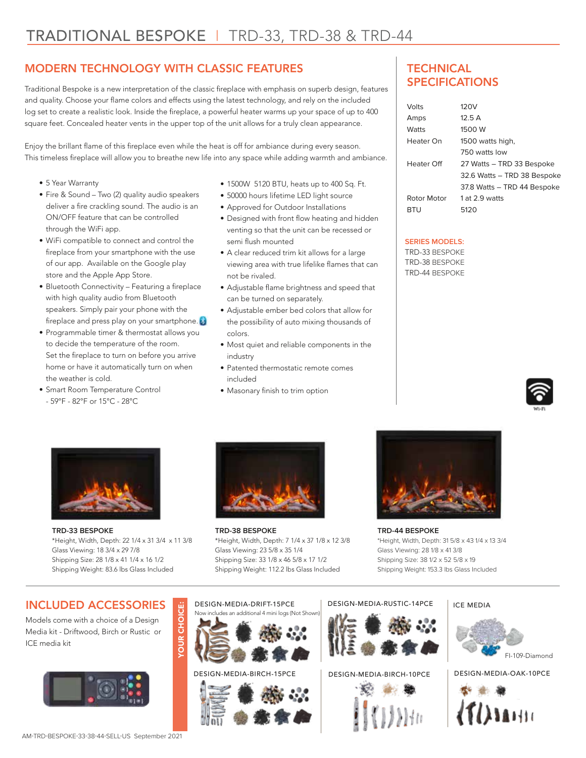# TRADITIONAL BESPOKE | TRD-33, TRD-38 & TRD-44

## MODERN TECHNOLOGY WITH CLASSIC FEATURES

Traditional Bespoke is a new interpretation of the classic fireplace with emphasis on superb design, features and quality. Choose your flame colors and effects using the latest technology, and rely on the included log set to create a realistic look. Inside the fireplace, a powerful heater warms up your space of up to 400 square feet. Concealed heater vents in the upper top of the unit allows for a truly clean appearance.

Enjoy the brillant flame of this fireplace even while the heat is off for ambiance during every season. This timeless fireplace will allow you to breathe new life into any space while adding warmth and ambiance.

- 5 Year Warranty
- Fire & Sound – Two (2) quality audio speakers deliver a fire crackling sound. The audio is an ON/OFF feature that can be controlled through the WiFi app.
- WiFi compatible to connect and control the fireplace from your smartphone with the use of our app. Available on the Google play store and the Apple App Store.
- Bluetooth Connectivity – Featuring a fireplace with high quality audio from Bluetooth speakers. Simply pair your phone with the fireplace and press play on your smartphone.
- Programmable timer & thermostat allows you to decide the temperature of the room. Set the fireplace to turn on before you arrive home or have it automatically turn on when the weather is cold.
- Smart Room Temperature Control - 59°F - 82°F or 15°C - 28°C
- 1500W 5120 BTU, heats up to 400 Sq. Ft.
- 50000 hours lifetime LED light source
- Approved for Outdoor Installations
- Designed with front flow heating and hidden venting so that the unit can be recessed or semi flush mounted
- A clear reduced trim kit allows for a large viewing area with true lifelike flames that can not be rivaled.
- Adjustable flame brightness and speed that can be turned on separately.
- Adjustable ember bed colors that allow for the possibility of auto mixing thousands of colors.
- Most quiet and reliable components in the industry
- Patented thermostatic remote comes included
- Masonary finish to trim option

## TECHNICAL SPECIFICATIONS

| | |
|---|---|
| Volts | 120V |
| Amps | 12.5 A |
| Watts | 1500 W |
| Heater On | 1500 watts high, 750 watts low |
| Heater Off | 27 Watts – TRD 33 Bespoke<br>32.6 Watts – TRD 38 Bespoke<br>37.8 Watts – TRD 44 Bespoke |
| Rotor Motor | 1 at 2.9 watts |
| BTU | 5120 |

**SERIES MODELS:**
TRD-33 BESPOKE
TRD-38 BESPOKE
TRD-44 BESPOKE

Wi-Fi

**TRD-33 BESPOKE**
*Height, Width, Depth: 22 1/4 x 31 3/4 x 11 3/8
Glass Viewing: 18 3/4 x 29 7/8
Shipping Size: 28 1/8 x 41 1/4 x 16 1/2
Shipping Weight: 83.6 lbs Glass Included

**TRD-38 BESPOKE**
*Height, Width, Depth: 7 1/4 x 37 1/8 x 12 3/8
Glass Viewing: 23 5/8 x 35 1/4
Shipping Size: 33 1/8 x 46 5/8 x 17 1/2
Shipping Weight: 112.2 lbs Glass Included

**TRD-44 BESPOKE**
*Height, Width, Depth: 31 5/8 x 43 1/4 x 13 3/4
Glass Viewing: 28 1/8 x 41 3/8
Shipping Size: 38 1/2 x 52 5/8 x 19
Shipping Weight: 153.3 lbs Glass Included

## INCLUDED ACCESSORIES

Models come with a choice of a Design Media kit - Driftwood, Birch or Rustic or ICE media kit

YOUR CHOICE:

DESIGN-MEDIA-DRIFT-15PCE
Now includes an additional 4 mini logs (Not Shown)

DESIGN-MEDIA-RUSTIC-14PCE

ICE MEDIA
FI-109-Diamond

DESIGN-MEDIA-BIRCH-15PCE

DESIGN-MEDIA-BIRCH-10PCE

DESIGN-MEDIA-OAK-10PCE

AM-TRD-BESPOKE-33-38-44-SELL-US September 2021